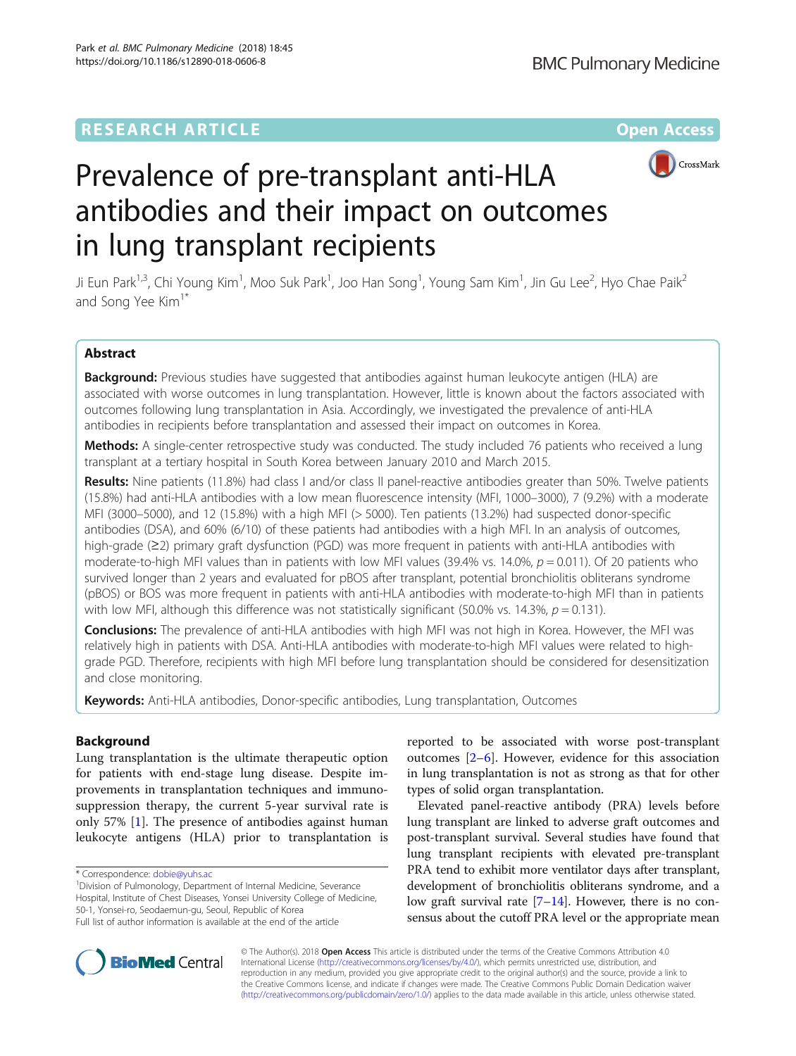RESEARCH ARTICLE

Open Access

# Prevalence of pre-transplant anti-HLA antibodies and their impact on outcomes in lung transplant recipients

Ji Eun Park[1,3], Chi Young Kim[1], Moo Suk Park[1], Joo Han Song[1], Young Sam Kim[1], Jin Gu Lee[2], Hyo Chae Paik[2] and Song Yee Kim[1*]

## Abstract

**Background:** Previous studies have suggested that antibodies against human leukocyte antigen (HLA) are associated with worse outcomes in lung transplantation. However, little is known about the factors associated with outcomes following lung transplantation in Asia. Accordingly, we investigated the prevalence of anti-HLA antibodies in recipients before transplantation and assessed their impact on outcomes in Korea.

**Methods:** A single-center retrospective study was conducted. The study included 76 patients who received a lung transplant at a tertiary hospital in South Korea between January 2010 and March 2015.

**Results:** Nine patients (11.8%) had class I and/or class II panel-reactive antibodies greater than 50%. Twelve patients (15.8%) had anti-HLA antibodies with a low mean fluorescence intensity (MFI, 1000–3000), 7 (9.2%) with a moderate MFI (3000–5000), and 12 (15.8%) with a high MFI (> 5000). Ten patients (13.2%) had suspected donor-specific antibodies (DSA), and 60% (6/10) of these patients had antibodies with a high MFI. In an analysis of outcomes, high-grade (≥2) primary graft dysfunction (PGD) was more frequent in patients with anti-HLA antibodies with moderate-to-high MFI values than in patients with low MFI values (39.4% vs. 14.0%, $p = 0.011$). Of 20 patients who survived longer than 2 years and evaluated for pBOS after transplant, potential bronchiolitis obliterans syndrome (pBOS) or BOS was more frequent in patients with anti-HLA antibodies with moderate-to-high MFI than in patients with low MFI, although this difference was not statistically significant (50.0% vs. 14.3%, $p = 0.131$).

**Conclusions:** The prevalence of anti-HLA antibodies with high MFI was not high in Korea. However, the MFI was relatively high in patients with DSA. Anti-HLA antibodies with moderate-to-high MFI values were related to high-grade PGD. Therefore, recipients with high MFI before lung transplantation should be considered for desensitization and close monitoring.

**Keywords:** Anti-HLA antibodies, Donor-specific antibodies, Lung transplantation, Outcomes

## Background

Lung transplantation is the ultimate therapeutic option for patients with end-stage lung disease. Despite improvements in transplantation techniques and immunosuppression therapy, the current 5-year survival rate is only 57% [1]. The presence of antibodies against human leukocyte antigens (HLA) prior to transplantation is reported to be associated with worse post-transplant outcomes [2–6]. However, evidence for this association in lung transplantation is not as strong as that for other types of solid organ transplantation.

Elevated panel-reactive antibody (PRA) levels before lung transplant are linked to adverse graft outcomes and post-transplant survival. Several studies have found that lung transplant recipients with elevated pre-transplant PRA tend to exhibit more ventilator days after transplant, development of bronchiolitis obliterans syndrome, and a low graft survival rate [7–14]. However, there is no consensus about the cutoff PRA level or the appropriate mean

\* Correspondence: dobie@yuhs.ac

[1]Division of Pulmonology, Department of Internal Medicine, Severance Hospital, Institute of Chest Diseases, Yonsei University College of Medicine, 50-1, Yonsei-ro, Seodaemun-gu, Seoul, Republic of Korea

Full list of author information is available at the end of the article

© The Author(s). 2018 **Open Access** This article is distributed under the terms of the Creative Commons Attribution 4.0 International License (http://creativecommons.org/licenses/by/4.0/), which permits unrestricted use, distribution, and reproduction in any medium, provided you give appropriate credit to the original author(s) and the source, provide a link to the Creative Commons license, and indicate if changes were made. The Creative Commons Public Domain Dedication waiver (http://creativecommons.org/publicdomain/zero/1.0/) applies to the data made available in this article, unless otherwise stated.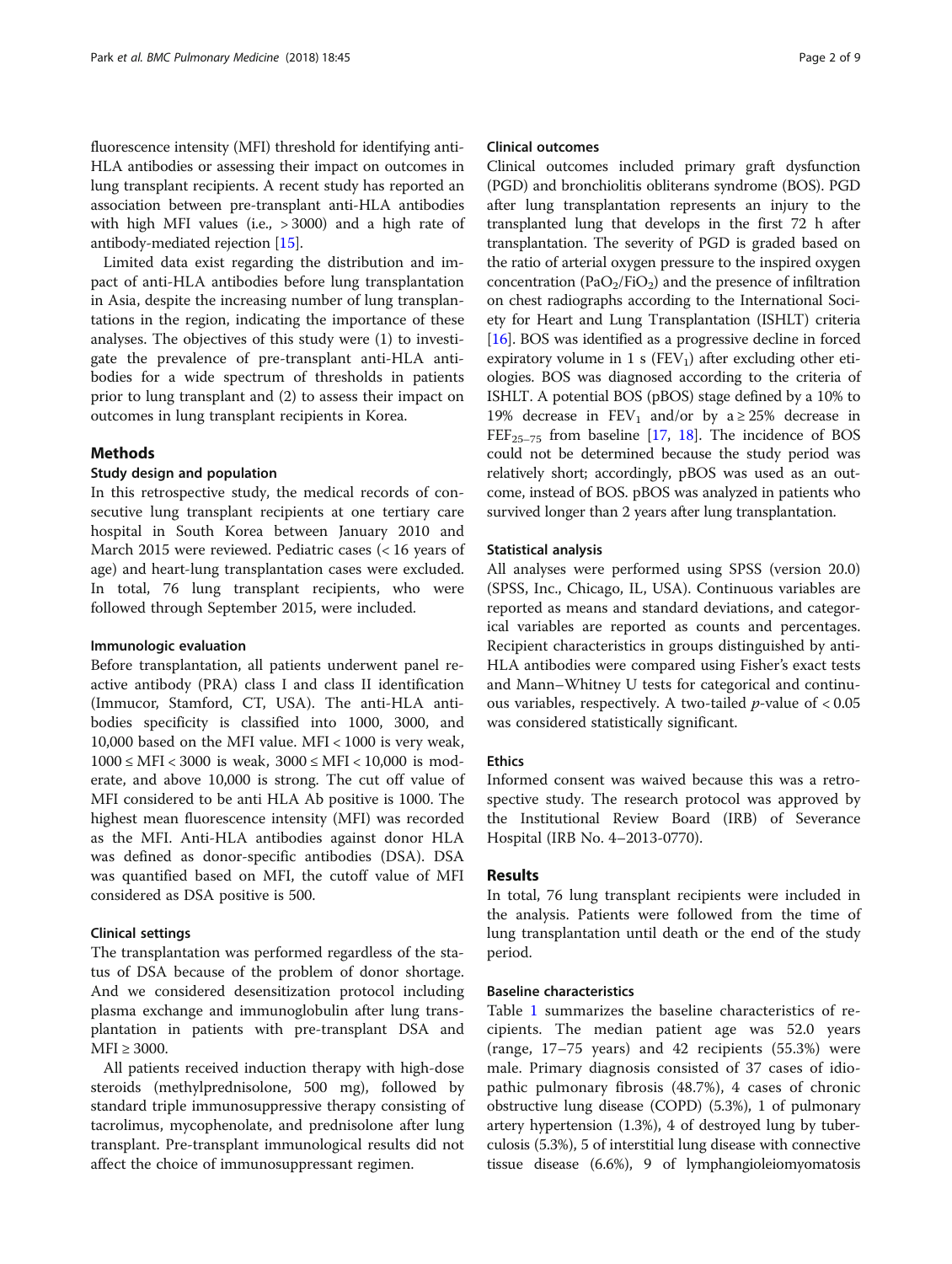fluorescence intensity (MFI) threshold for identifying anti-HLA antibodies or assessing their impact on outcomes in lung transplant recipients. A recent study has reported an association between pre-transplant anti-HLA antibodies with high MFI values (i.e., > 3000) and a high rate of antibody-mediated rejection [15].

Limited data exist regarding the distribution and impact of anti-HLA antibodies before lung transplantation in Asia, despite the increasing number of lung transplantations in the region, indicating the importance of these analyses. The objectives of this study were (1) to investigate the prevalence of pre-transplant anti-HLA antibodies for a wide spectrum of thresholds in patients prior to lung transplant and (2) to assess their impact on outcomes in lung transplant recipients in Korea.

## Methods

### Study design and population

In this retrospective study, the medical records of consecutive lung transplant recipients at one tertiary care hospital in South Korea between January 2010 and March 2015 were reviewed. Pediatric cases (< 16 years of age) and heart-lung transplantation cases were excluded. In total, 76 lung transplant recipients, who were followed through September 2015, were included.

### Immunologic evaluation

Before transplantation, all patients underwent panel reactive antibody (PRA) class I and class II identification (Immucor, Stamford, CT, USA). The anti-HLA antibodies specificity is classified into 1000, 3000, and 10,000 based on the MFI value. MFI < 1000 is very weak, 1000 ≤ MFI < 3000 is weak, 3000 ≤ MFI < 10,000 is moderate, and above 10,000 is strong. The cut off value of MFI considered to be anti HLA Ab positive is 1000. The highest mean fluorescence intensity (MFI) was recorded as the MFI. Anti-HLA antibodies against donor HLA was defined as donor-specific antibodies (DSA). DSA was quantified based on MFI, the cutoff value of MFI considered as DSA positive is 500.

### Clinical settings

The transplantation was performed regardless of the status of DSA because of the problem of donor shortage. And we considered desensitization protocol including plasma exchange and immunoglobulin after lung transplantation in patients with pre-transplant DSA and MFI ≥ 3000.

All patients received induction therapy with high-dose steroids (methylprednisolone, 500 mg), followed by standard triple immunosuppressive therapy consisting of tacrolimus, mycophenolate, and prednisolone after lung transplant. Pre-transplant immunological results did not affect the choice of immunosuppressant regimen.

### Clinical outcomes

Clinical outcomes included primary graft dysfunction (PGD) and bronchiolitis obliterans syndrome (BOS). PGD after lung transplantation represents an injury to the transplanted lung that develops in the first 72 h after transplantation. The severity of PGD is graded based on the ratio of arterial oxygen pressure to the inspired oxygen concentration ($PaO_2/FiO_2$) and the presence of infiltration on chest radiographs according to the International Society for Heart and Lung Transplantation (ISHLT) criteria [16]. BOS was identified as a progressive decline in forced expiratory volume in 1 s ($FEV_1$) after excluding other etiologies. BOS was diagnosed according to the criteria of ISHLT. A potential BOS (pBOS) stage defined by a 10% to 19% decrease in $FEV_1$ and/or by a ≥ 25% decrease in $FEF_{25–75}$ from baseline [17, 18]. The incidence of BOS could not be determined because the study period was relatively short; accordingly, pBOS was used as an outcome, instead of BOS. pBOS was analyzed in patients who survived longer than 2 years after lung transplantation.

### Statistical analysis

All analyses were performed using SPSS (version 20.0) (SPSS, Inc., Chicago, IL, USA). Continuous variables are reported as means and standard deviations, and categorical variables are reported as counts and percentages. Recipient characteristics in groups distinguished by anti-HLA antibodies were compared using Fisher's exact tests and Mann–Whitney U tests for categorical and continuous variables, respectively. A two-tailed $p$-value of < 0.05 was considered statistically significant.

### Ethics

Informed consent was waived because this was a retrospective study. The research protocol was approved by the Institutional Review Board (IRB) of Severance Hospital (IRB No. 4–2013-0770).

## Results

In total, 76 lung transplant recipients were included in the analysis. Patients were followed from the time of lung transplantation until death or the end of the study period.

### Baseline characteristics

Table 1 summarizes the baseline characteristics of recipients. The median patient age was 52.0 years (range, 17–75 years) and 42 recipients (55.3%) were male. Primary diagnosis consisted of 37 cases of idiopathic pulmonary fibrosis (48.7%), 4 cases of chronic obstructive lung disease (COPD) (5.3%), 1 of pulmonary artery hypertension (1.3%), 4 of destroyed lung by tuberculosis (5.3%), 5 of interstitial lung disease with connective tissue disease (6.6%), 9 of lymphangioleiomyomatosis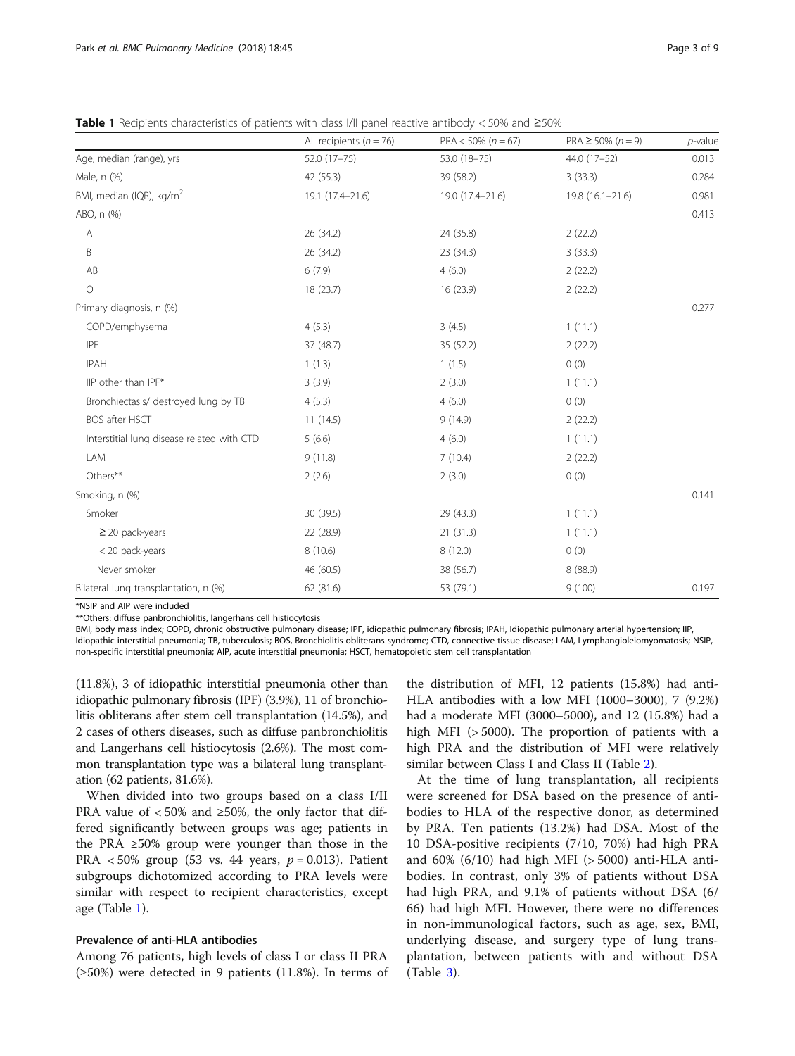**Table 1** Recipients characteristics of patients with class I/II panel reactive antibody < 50% and ≥50%

| | All recipients ($n = 76$) | PRA < 50% ($n = 67$) | PRA ≥ 50% ($n = 9$) | *p*-value |
|---|---|---|---|---|
| Age, median (range), yrs | 52.0 (17–75) | 53.0 (18–75) | 44.0 (17–52) | 0.013 |
| Male, n (%) | 42 (55.3) | 39 (58.2) | 3 (33.3) | 0.284 |
| BMI, median (IQR), kg/m$^2$ | 19.1 (17.4–21.6) | 19.0 (17.4–21.6) | 19.8 (16.1–21.6) | 0.981 |
| ABO, n (%) | | | | 0.413 |
| A | 26 (34.2) | 24 (35.8) | 2 (22.2) | |
| B | 26 (34.2) | 23 (34.3) | 3 (33.3) | |
| AB | 6 (7.9) | 4 (6.0) | 2 (22.2) | |
| O | 18 (23.7) | 16 (23.9) | 2 (22.2) | |
| Primary diagnosis, n (%) | | | | 0.277 |
| COPD/emphysema | 4 (5.3) | 3 (4.5) | 1 (11.1) | |
| IPF | 37 (48.7) | 35 (52.2) | 2 (22.2) | |
| IPAH | 1 (1.3) | 1 (1.5) | 0 (0) | |
| IIP other than IPF* | 3 (3.9) | 2 (3.0) | 1 (11.1) | |
| Bronchiectasis/ destroyed lung by TB | 4 (5.3) | 4 (6.0) | 0 (0) | |
| BOS after HSCT | 11 (14.5) | 9 (14.9) | 2 (22.2) | |
| Interstitial lung disease related with CTD | 5 (6.6) | 4 (6.0) | 1 (11.1) | |
| LAM | 9 (11.8) | 7 (10.4) | 2 (22.2) | |
| Others** | 2 (2.6) | 2 (3.0) | 0 (0) | |
| Smoking, n (%) | | | | 0.141 |
| Smoker | 30 (39.5) | 29 (43.3) | 1 (11.1) | |
| ≥ 20 pack-years | 22 (28.9) | 21 (31.3) | 1 (11.1) | |
| < 20 pack-years | 8 (10.6) | 8 (12.0) | 0 (0) | |
| Never smoker | 46 (60.5) | 38 (56.7) | 8 (88.9) | |
| Bilateral lung transplantation, n (%) | 62 (81.6) | 53 (79.1) | 9 (100) | 0.197 |

*NSIP and AIP were included

**Others: diffuse panbronchiolitis, langerhans cell histiocytosis

BMI, body mass index; COPD, chronic obstructive pulmonary disease; IPF, idiopathic pulmonary fibrosis; IPAH, Idiopathic pulmonary arterial hypertension; IIP, Idiopathic interstitial pneumonia; TB, tuberculosis; BOS, Bronchiolitis obliterans syndrome; CTD, connective tissue disease; LAM, Lymphangioleiomyomatosis; NSIP, non-specific interstitial pneumonia; AIP, acute interstitial pneumonia; HSCT, hematopoietic stem cell transplantation

(11.8%), 3 of idiopathic interstitial pneumonia other than idiopathic pulmonary fibrosis (IPF) (3.9%), 11 of bronchiolitis obliterans after stem cell transplantation (14.5%), and 2 cases of others diseases, such as diffuse panbronchiolitis and Langerhans cell histiocytosis (2.6%). The most common transplantation type was a bilateral lung transplantation (62 patients, 81.6%).

When divided into two groups based on a class I/II PRA value of < 50% and ≥50%, the only factor that differed significantly between groups was age; patients in the PRA ≥50% group were younger than those in the PRA < 50% group (53 vs. 44 years, $p = 0.013$). Patient subgroups dichotomized according to PRA levels were similar with respect to recipient characteristics, except age (Table 1).

### Prevalence of anti-HLA antibodies

Among 76 patients, high levels of class I or class II PRA (≥50%) were detected in 9 patients (11.8%). In terms of the distribution of MFI, 12 patients (15.8%) had anti-HLA antibodies with a low MFI (1000–3000), 7 (9.2%) had a moderate MFI (3000–5000), and 12 (15.8%) had a high MFI (> 5000). The proportion of patients with a high PRA and the distribution of MFI were relatively similar between Class I and Class II (Table 2).

At the time of lung transplantation, all recipients were screened for DSA based on the presence of antibodies to HLA of the respective donor, as determined by PRA. Ten patients (13.2%) had DSA. Most of the 10 DSA-positive recipients (7/10, 70%) had high PRA and 60% (6/10) had high MFI (> 5000) anti-HLA antibodies. In contrast, only 3% of patients without DSA had high PRA, and 9.1% of patients without DSA (6/66) had high MFI. However, there were no differences in non-immunological factors, such as age, sex, BMI, underlying disease, and surgery type of lung transplantation, between patients with and without DSA (Table 3).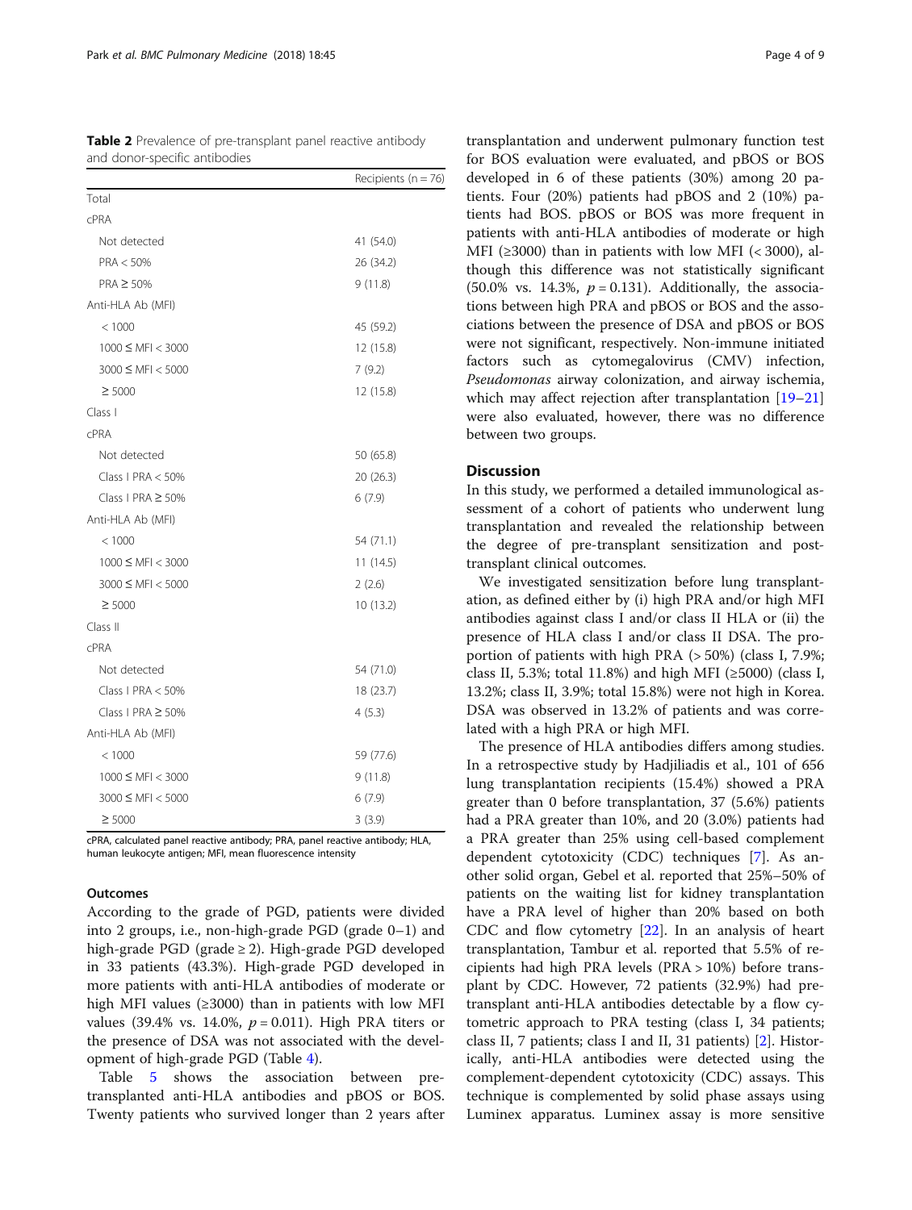**Table 2** Prevalence of pre-transplant panel reactive antibody and donor-specific antibodies

| | Recipients (n = 76) |
|---|---|
| Total | |
| cPRA | |
| Not detected | 41 (54.0) |
| PRA < 50% | 26 (34.2) |
| PRA ≥ 50% | 9 (11.8) |
| Anti-HLA Ab (MFI) | |
| < 1000 | 45 (59.2) |
| 1000 ≤ MFI < 3000 | 12 (15.8) |
| 3000 ≤ MFI < 5000 | 7 (9.2) |
| ≥ 5000 | 12 (15.8) |
| Class I | |
| cPRA | |
| Not detected | 50 (65.8) |
| Class I PRA < 50% | 20 (26.3) |
| Class I PRA ≥ 50% | 6 (7.9) |
| Anti-HLA Ab (MFI) | |
| < 1000 | 54 (71.1) |
| 1000 ≤ MFI < 3000 | 11 (14.5) |
| 3000 ≤ MFI < 5000 | 2 (2.6) |
| ≥ 5000 | 10 (13.2) |
| Class II | |
| cPRA | |
| Not detected | 54 (71.0) |
| Class I PRA < 50% | 18 (23.7) |
| Class I PRA ≥ 50% | 4 (5.3) |
| Anti-HLA Ab (MFI) | |
| < 1000 | 59 (77.6) |
| 1000 ≤ MFI < 3000 | 9 (11.8) |
| 3000 ≤ MFI < 5000 | 6 (7.9) |
| ≥ 5000 | 3 (3.9) |

cPRA, calculated panel reactive antibody; PRA, panel reactive antibody; HLA, human leukocyte antigen; MFI, mean fluorescence intensity

### Outcomes

According to the grade of PGD, patients were divided into 2 groups, i.e., non-high-grade PGD (grade 0–1) and high-grade PGD (grade ≥ 2). High-grade PGD developed in 33 patients (43.3%). High-grade PGD developed in more patients with anti-HLA antibodies of moderate or high MFI values (≥3000) than in patients with low MFI values (39.4% vs. 14.0%, $p = 0.011$). High PRA titers or the presence of DSA was not associated with the development of high-grade PGD (Table 4).

Table 5 shows the association between pre-transplanted anti-HLA antibodies and pBOS or BOS. Twenty patients who survived longer than 2 years after transplantation and underwent pulmonary function test for BOS evaluation were evaluated, and pBOS or BOS developed in 6 of these patients (30%) among 20 patients. Four (20%) patients had pBOS and 2 (10%) patients had BOS. pBOS or BOS was more frequent in patients with anti-HLA antibodies of moderate or high MFI (≥3000) than in patients with low MFI (< 3000), although this difference was not statistically significant (50.0% vs. 14.3%, $p = 0.131$). Additionally, the associations between high PRA and pBOS or BOS and the associations between the presence of DSA and pBOS or BOS were not significant, respectively. Non-immune initiated factors such as cytomegalovirus (CMV) infection, *Pseudomonas* airway colonization, and airway ischemia, which may affect rejection after transplantation [19–21] were also evaluated, however, there was no difference between two groups.

## Discussion

In this study, we performed a detailed immunological assessment of a cohort of patients who underwent lung transplantation and revealed the relationship between the degree of pre-transplant sensitization and post-transplant clinical outcomes.

We investigated sensitization before lung transplantation, as defined either by (i) high PRA and/or high MFI antibodies against class I and/or class II HLA or (ii) the presence of HLA class I and/or class II DSA. The proportion of patients with high PRA (> 50%) (class I, 7.9%; class II, 5.3%; total 11.8%) and high MFI (≥5000) (class I, 13.2%; class II, 3.9%; total 15.8%) were not high in Korea. DSA was observed in 13.2% of patients and was correlated with a high PRA or high MFI.

The presence of HLA antibodies differs among studies. In a retrospective study by Hadjiliadis et al., 101 of 656 lung transplantation recipients (15.4%) showed a PRA greater than 0 before transplantation, 37 (5.6%) patients had a PRA greater than 10%, and 20 (3.0%) patients had a PRA greater than 25% using cell-based complement dependent cytotoxicity (CDC) techniques [7]. As another solid organ, Gebel et al. reported that 25%–50% of patients on the waiting list for kidney transplantation have a PRA level of higher than 20% based on both CDC and flow cytometry [22]. In an analysis of heart transplantation, Tambur et al. reported that 5.5% of recipients had high PRA levels (PRA > 10%) before transplant by CDC. However, 72 patients (32.9%) had pre-transplant anti-HLA antibodies detectable by a flow cytometric approach to PRA testing (class I, 34 patients; class II, 7 patients; class I and II, 31 patients) [2]. Historically, anti-HLA antibodies were detected using the complement-dependent cytotoxicity (CDC) assays. This technique is complemented by solid phase assays using Luminex apparatus. Luminex assay is more sensitive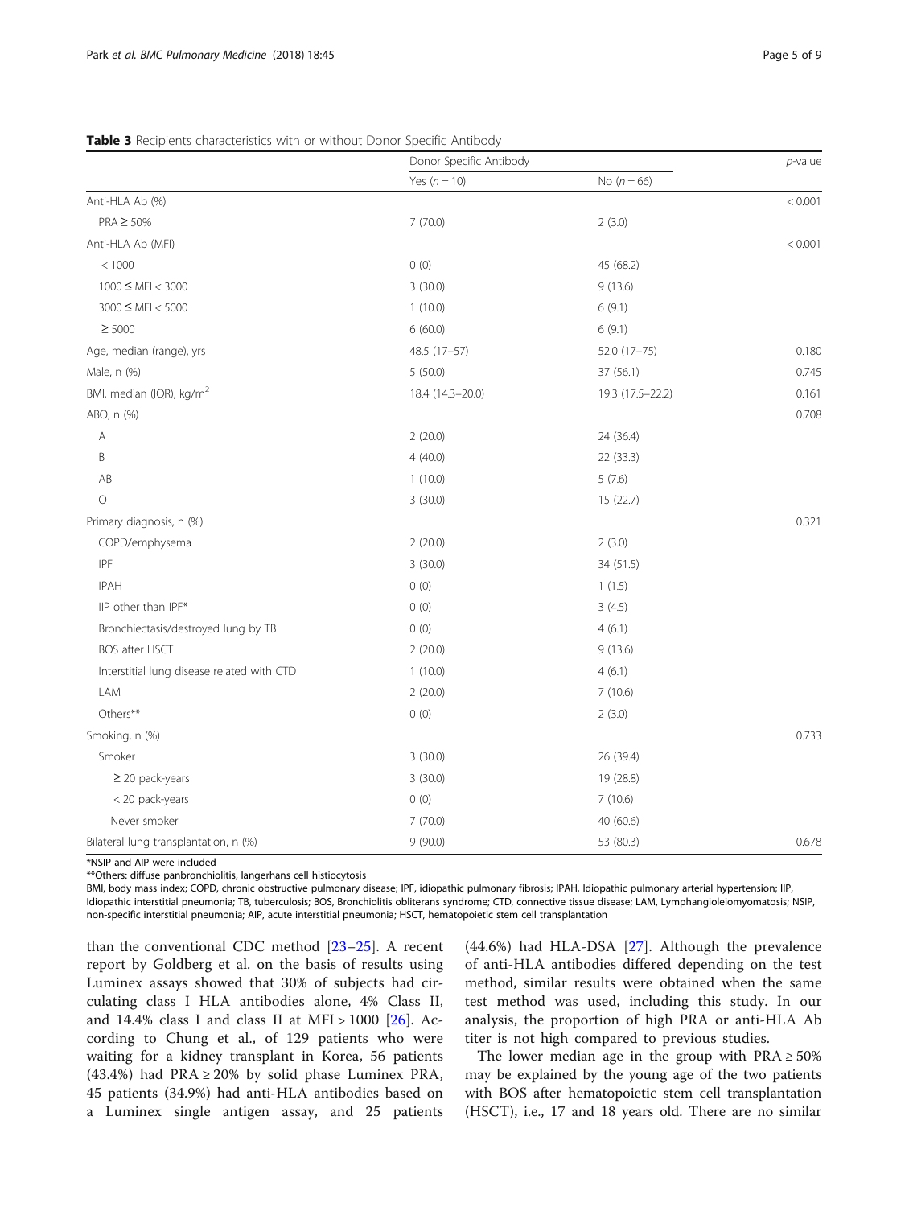**Table 3** Recipients characteristics with or without Donor Specific Antibody

| | Donor Specific Antibody | | *p*-value |
|---|---|---|---|
| | Yes (*n* = 10) | No (*n* = 66) | |
| Anti-HLA Ab (%) | | | < 0.001 |
| PRA ≥ 50% | 7 (70.0) | 2 (3.0) | |
| Anti-HLA Ab (MFI) | | | < 0.001 |
| < 1000 | 0 (0) | 45 (68.2) | |
| 1000 ≤ MFI < 3000 | 3 (30.0) | 9 (13.6) | |
| 3000 ≤ MFI < 5000 | 1 (10.0) | 6 (9.1) | |
| ≥ 5000 | 6 (60.0) | 6 (9.1) | |
| Age, median (range), yrs | 48.5 (17–57) | 52.0 (17–75) | 0.180 |
| Male, n (%) | 5 (50.0) | 37 (56.1) | 0.745 |
| BMI, median (IQR), kg/m$^2$ | 18.4 (14.3–20.0) | 19.3 (17.5–22.2) | 0.161 |
| ABO, n (%) | | | 0.708 |
| A | 2 (20.0) | 24 (36.4) | |
| B | 4 (40.0) | 22 (33.3) | |
| AB | 1 (10.0) | 5 (7.6) | |
| O | 3 (30.0) | 15 (22.7) | |
| Primary diagnosis, n (%) | | | 0.321 |
| COPD/emphysema | 2 (20.0) | 2 (3.0) | |
| IPF | 3 (30.0) | 34 (51.5) | |
| IPAH | 0 (0) | 1 (1.5) | |
| IIP other than IPF* | 0 (0) | 3 (4.5) | |
| Bronchiectasis/destroyed lung by TB | 0 (0) | 4 (6.1) | |
| BOS after HSCT | 2 (20.0) | 9 (13.6) | |
| Interstitial lung disease related with CTD | 1 (10.0) | 4 (6.1) | |
| LAM | 2 (20.0) | 7 (10.6) | |
| Others** | 0 (0) | 2 (3.0) | |
| Smoking, n (%) | | | 0.733 |
| Smoker | 3 (30.0) | 26 (39.4) | |
| ≥ 20 pack-years | 3 (30.0) | 19 (28.8) | |
| < 20 pack-years | 0 (0) | 7 (10.6) | |
| Never smoker | 7 (70.0) | 40 (60.6) | |
| Bilateral lung transplantation, n (%) | 9 (90.0) | 53 (80.3) | 0.678 |

*NSIP and AIP were included

**Others: diffuse panbronchiolitis, langerhans cell histiocytosis

BMI, body mass index; COPD, chronic obstructive pulmonary disease; IPF, idiopathic pulmonary fibrosis; IPAH, Idiopathic pulmonary arterial hypertension; IIP, Idiopathic interstitial pneumonia; TB, tuberculosis; BOS, Bronchiolitis obliterans syndrome; CTD, connective tissue disease; LAM, Lymphangioleiomyomatosis; NSIP, non-specific interstitial pneumonia; AIP, acute interstitial pneumonia; HSCT, hematopoietic stem cell transplantation

than the conventional CDC method [23–25]. A recent report by Goldberg et al. on the basis of results using Luminex assays showed that 30% of subjects had circulating class I HLA antibodies alone, 4% Class II, and 14.4% class I and class II at MFI > 1000 [26]. According to Chung et al., of 129 patients who were waiting for a kidney transplant in Korea, 56 patients (43.4%) had PRA ≥ 20% by solid phase Luminex PRA, 45 patients (34.9%) had anti-HLA antibodies based on a Luminex single antigen assay, and 25 patients (44.6%) had HLA-DSA [27]. Although the prevalence of anti-HLA antibodies differed depending on the test method, similar results were obtained when the same test method was used, including this study. In our analysis, the proportion of high PRA or anti-HLA Ab titer is not high compared to previous studies.

The lower median age in the group with PRA ≥ 50% may be explained by the young age of the two patients with BOS after hematopoietic stem cell transplantation (HSCT), i.e., 17 and 18 years old. There are no similar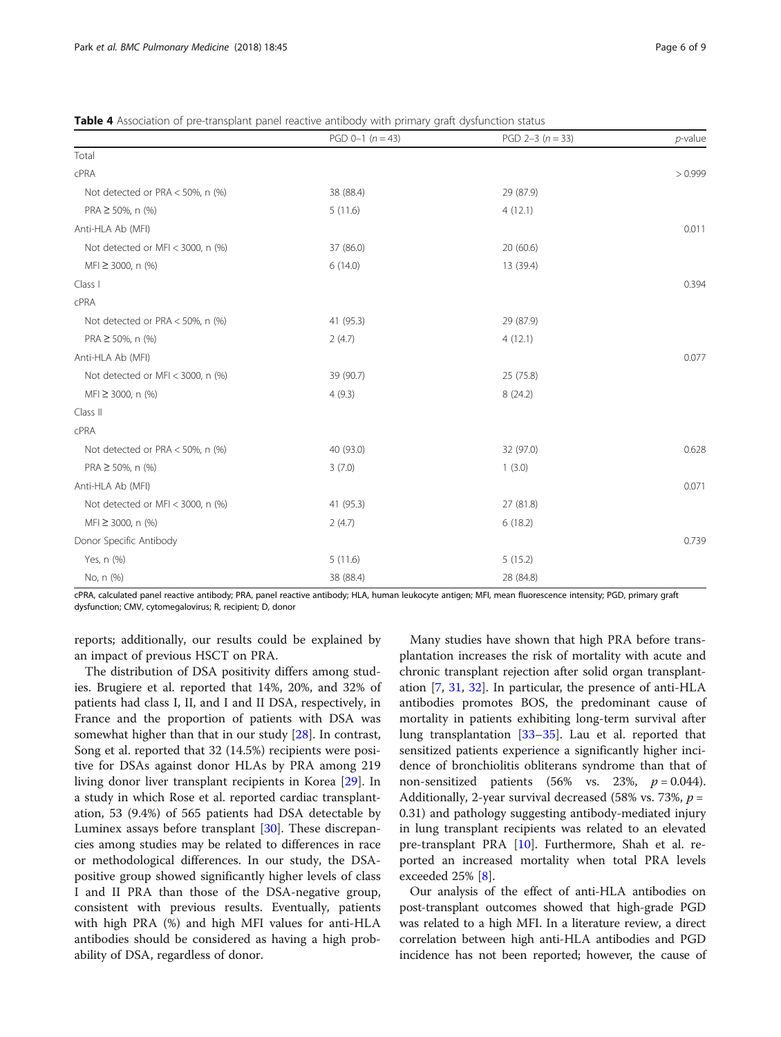**Table 4** Association of pre-transplant panel reactive antibody with primary graft dysfunction status

| | PGD 0–1 (*n* = 43) | PGD 2–3 (*n* = 33) | *p*-value |
|---|---|---|---|
| Total | | | |
| cPRA | | | > 0.999 |
| Not detected or PRA < 50%, n (%) | 38 (88.4) | 29 (87.9) | |
| PRA ≥ 50%, n (%) | 5 (11.6) | 4 (12.1) | |
| Anti-HLA Ab (MFI) | | | 0.011 |
| Not detected or MFI < 3000, n (%) | 37 (86.0) | 20 (60.6) | |
| MFI ≥ 3000, n (%) | 6 (14.0) | 13 (39.4) | |
| Class I | | | 0.394 |
| cPRA | | | |
| Not detected or PRA < 50%, n (%) | 41 (95.3) | 29 (87.9) | |
| PRA ≥ 50%, n (%) | 2 (4.7) | 4 (12.1) | |
| Anti-HLA Ab (MFI) | | | 0.077 |
| Not detected or MFI < 3000, n (%) | 39 (90.7) | 25 (75.8) | |
| MFI ≥ 3000, n (%) | 4 (9.3) | 8 (24.2) | |
| Class II | | | |
| cPRA | | | |
| Not detected or PRA < 50%, n (%) | 40 (93.0) | 32 (97.0) | 0.628 |
| PRA ≥ 50%, n (%) | 3 (7.0) | 1 (3.0) | |
| Anti-HLA Ab (MFI) | | | 0.071 |
| Not detected or MFI < 3000, n (%) | 41 (95.3) | 27 (81.8) | |
| MFI ≥ 3000, n (%) | 2 (4.7) | 6 (18.2) | |
| Donor Specific Antibody | | | 0.739 |
| Yes, n (%) | 5 (11.6) | 5 (15.2) | |
| No, n (%) | 38 (88.4) | 28 (84.8) | |

cPRA, calculated panel reactive antibody; PRA, panel reactive antibody; HLA, human leukocyte antigen; MFI, mean fluorescence intensity; PGD, primary graft dysfunction; CMV, cytomegalovirus; R, recipient; D, donor

reports; additionally, our results could be explained by an impact of previous HSCT on PRA.

The distribution of DSA positivity differs among studies. Brugiere et al. reported that 14%, 20%, and 32% of patients had class I, II, and I and II DSA, respectively, in France and the proportion of patients with DSA was somewhat higher than that in our study [28]. In contrast, Song et al. reported that 32 (14.5%) recipients were positive for DSAs against donor HLAs by PRA among 219 living donor liver transplant recipients in Korea [29]. In a study in which Rose et al. reported cardiac transplantation, 53 (9.4%) of 565 patients had DSA detectable by Luminex assays before transplant [30]. These discrepancies among studies may be related to differences in race or methodological differences. In our study, the DSA-positive group showed significantly higher levels of class I and II PRA than those of the DSA-negative group, consistent with previous results. Eventually, patients with high PRA (%) and high MFI values for anti-HLA antibodies should be considered as having a high probability of DSA, regardless of donor.

Many studies have shown that high PRA before transplantation increases the risk of mortality with acute and chronic transplant rejection after solid organ transplantation [7, 31, 32]. In particular, the presence of anti-HLA antibodies promotes BOS, the predominant cause of mortality in patients exhibiting long-term survival after lung transplantation [33–35]. Lau et al. reported that sensitized patients experience a significantly higher incidence of bronchiolitis obliterans syndrome than that of non-sensitized patients (56% vs. 23%, $p = 0.044$). Additionally, 2-year survival decreased (58% vs. 73%, $p = 0.31$) and pathology suggesting antibody-mediated injury in lung transplant recipients was related to an elevated pre-transplant PRA [10]. Furthermore, Shah et al. reported an increased mortality when total PRA levels exceeded 25% [8].

Our analysis of the effect of anti-HLA antibodies on post-transplant outcomes showed that high-grade PGD was related to a high MFI. In a literature review, a direct correlation between high anti-HLA antibodies and PGD incidence has not been reported; however, the cause of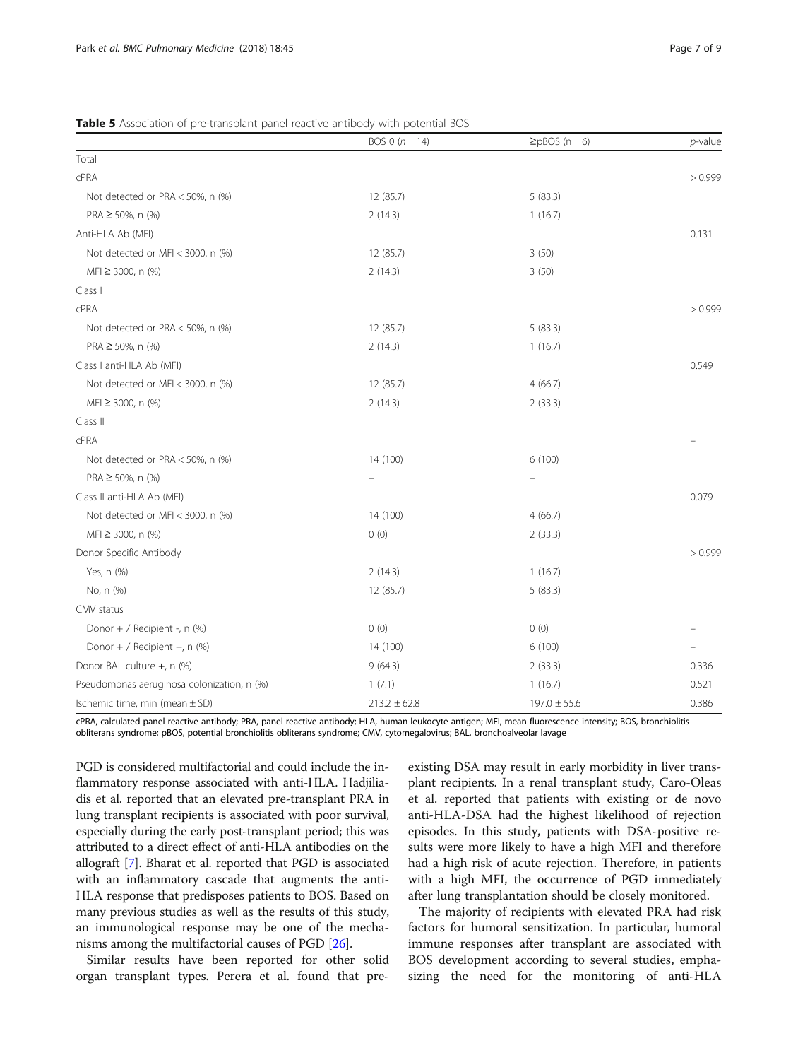**Table 5** Association of pre-transplant panel reactive antibody with potential BOS

| | BOS 0 (*n* = 14) | ≥pBOS (n = 6) | *p*-value |
|---|---|---|---|
| Total | | | |
| cPRA | | | > 0.999 |
| Not detected or PRA < 50%, n (%) | 12 (85.7) | 5 (83.3) | |
| PRA ≥ 50%, n (%) | 2 (14.3) | 1 (16.7) | |
| Anti-HLA Ab (MFI) | | | 0.131 |
| Not detected or MFI < 3000, n (%) | 12 (85.7) | 3 (50) | |
| MFI ≥ 3000, n (%) | 2 (14.3) | 3 (50) | |
| Class I | | | |
| cPRA | | | > 0.999 |
| Not detected or PRA < 50%, n (%) | 12 (85.7) | 5 (83.3) | |
| PRA ≥ 50%, n (%) | 2 (14.3) | 1 (16.7) | |
| Class I anti-HLA Ab (MFI) | | | 0.549 |
| Not detected or MFI < 3000, n (%) | 12 (85.7) | 4 (66.7) | |
| MFI ≥ 3000, n (%) | 2 (14.3) | 2 (33.3) | |
| Class II | | | |
| cPRA | | | – |
| Not detected or PRA < 50%, n (%) | 14 (100) | 6 (100) | |
| PRA ≥ 50%, n (%) | – | – | |
| Class II anti-HLA Ab (MFI) | | | 0.079 |
| Not detected or MFI < 3000, n (%) | 14 (100) | 4 (66.7) | |
| MFI ≥ 3000, n (%) | 0 (0) | 2 (33.3) | |
| Donor Specific Antibody | | | > 0.999 |
| Yes, n (%) | 2 (14.3) | 1 (16.7) | |
| No, n (%) | 12 (85.7) | 5 (83.3) | |
| CMV status | | | |
| Donor + / Recipient -, n (%) | 0 (0) | 0 (0) | – |
| Donor + / Recipient +, n (%) | 14 (100) | 6 (100) | – |
| Donor BAL culture **+**, n (%) | 9 (64.3) | 2 (33.3) | 0.336 |
| Pseudomonas aeruginosa colonization, n (%) | 1 (7.1) | 1 (16.7) | 0.521 |
| Ischemic time, min (mean ± SD) | 213.2 ± 62.8 | 197.0 ± 55.6 | 0.386 |

cPRA, calculated panel reactive antibody; PRA, panel reactive antibody; HLA, human leukocyte antigen; MFI, mean fluorescence intensity; BOS, bronchiolitis obliterans syndrome; pBOS, potential bronchiolitis obliterans syndrome; CMV, cytomegalovirus; BAL, bronchoalveolar lavage

PGD is considered multifactorial and could include the inflammatory response associated with anti-HLA. Hadjiliadis et al. reported that an elevated pre-transplant PRA in lung transplant recipients is associated with poor survival, especially during the early post-transplant period; this was attributed to a direct effect of anti-HLA antibodies on the allograft [7]. Bharat et al. reported that PGD is associated with an inflammatory cascade that augments the anti-HLA response that predisposes patients to BOS. Based on many previous studies as well as the results of this study, an immunological response may be one of the mechanisms among the multifactorial causes of PGD [26].

Similar results have been reported for other solid organ transplant types. Perera et al. found that pre-existing DSA may result in early morbidity in liver transplant recipients. In a renal transplant study, Caro-Oleas et al. reported that patients with existing or de novo anti-HLA-DSA had the highest likelihood of rejection episodes. In this study, patients with DSA-positive results were more likely to have a high MFI and therefore had a high risk of acute rejection. Therefore, in patients with a high MFI, the occurrence of PGD immediately after lung transplantation should be closely monitored.

The majority of recipients with elevated PRA had risk factors for humoral sensitization. In particular, humoral immune responses after transplant are associated with BOS development according to several studies, emphasizing the need for the monitoring of anti-HLA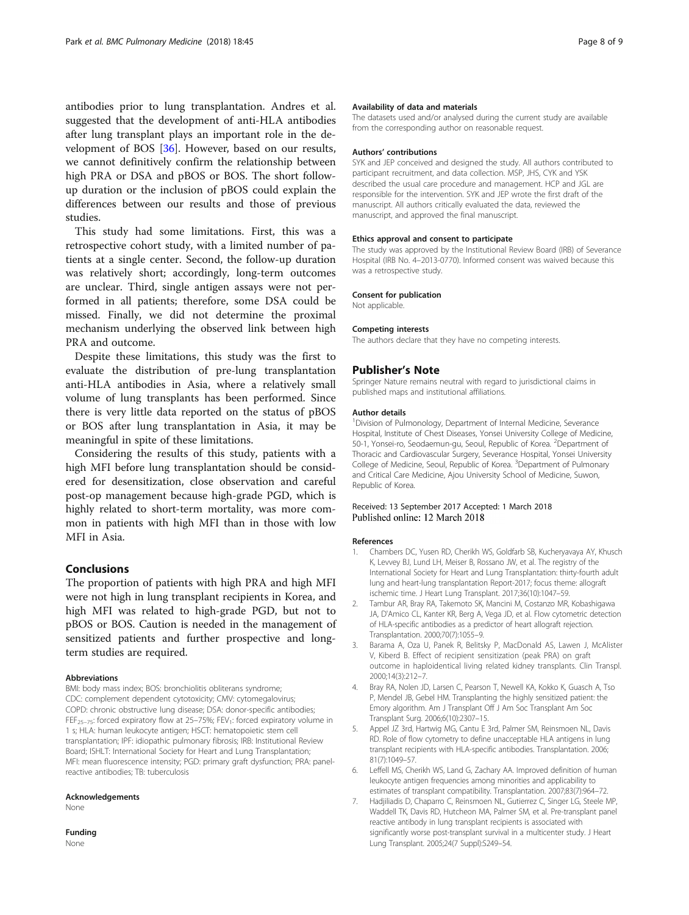antibodies prior to lung transplantation. Andres et al. suggested that the development of anti-HLA antibodies after lung transplant plays an important role in the development of BOS [36]. However, based on our results, we cannot definitively confirm the relationship between high PRA or DSA and pBOS or BOS. The short follow-up duration or the inclusion of pBOS could explain the differences between our results and those of previous studies.

This study had some limitations. First, this was a retrospective cohort study, with a limited number of patients at a single center. Second, the follow-up duration was relatively short; accordingly, long-term outcomes are unclear. Third, single antigen assays were not performed in all patients; therefore, some DSA could be missed. Finally, we did not determine the proximal mechanism underlying the observed link between high PRA and outcome.

Despite these limitations, this study was the first to evaluate the distribution of pre-lung transplantation anti-HLA antibodies in Asia, where a relatively small volume of lung transplants has been performed. Since there is very little data reported on the status of pBOS or BOS after lung transplantation in Asia, it may be meaningful in spite of these limitations.

Considering the results of this study, patients with a high MFI before lung transplantation should be considered for desensitization, close observation and careful post-op management because high-grade PGD, which is highly related to short-term mortality, was more common in patients with high MFI than in those with low MFI in Asia.

## Conclusions

The proportion of patients with high PRA and high MFI were not high in lung transplant recipients in Korea, and high MFI was related to high-grade PGD, but not to pBOS or BOS. Caution is needed in the management of sensitized patients and further prospective and long-term studies are required.

#### Abbreviations

BMI: body mass index; BOS: bronchiolitis obliterans syndrome; CDC: complement dependent cytotoxicity; CMV: cytomegalovirus; COPD: chronic obstructive lung disease; DSA: donor-specific antibodies; $FEF_{25-75}$: forced expiratory flow at 25–75%; $FEV_1$: forced expiratory volume in 1 s; HLA: human leukocyte antigen; HSCT: hematopoietic stem cell transplantation; IPF: idiopathic pulmonary fibrosis; IRB: Institutional Review Board; ISHLT: International Society for Heart and Lung Transplantation; MFI: mean fluorescence intensity; PGD: primary graft dysfunction; PRA: panel-reactive antibodies; TB: tuberculosis

#### Acknowledgements

None

#### Funding

None

#### Availability of data and materials

The datasets used and/or analysed during the current study are available from the corresponding author on reasonable request.

#### Authors' contributions

SYK and JEP conceived and designed the study. All authors contributed to participant recruitment, and data collection. MSP, JHS, CYK and YSK described the usual care procedure and management. HCP and JGL are responsible for the intervention. SYK and JEP wrote the first draft of the manuscript. All authors critically evaluated the data, reviewed the manuscript, and approved the final manuscript.

#### Ethics approval and consent to participate

The study was approved by the Institutional Review Board (IRB) of Severance Hospital (IRB No. 4–2013-0770). Informed consent was waived because this was a retrospective study.

#### Consent for publication

Not applicable.

#### Competing interests

The authors declare that they have no competing interests.

### Publisher's Note

Springer Nature remains neutral with regard to jurisdictional claims in published maps and institutional affiliations.

#### Author details

[1]Division of Pulmonology, Department of Internal Medicine, Severance Hospital, Institute of Chest Diseases, Yonsei University College of Medicine, 50-1, Yonsei-ro, Seodaemun-gu, Seoul, Republic of Korea. [2]Department of Thoracic and Cardiovascular Surgery, Severance Hospital, Yonsei University College of Medicine, Seoul, Republic of Korea. [3]Department of Pulmonary and Critical Care Medicine, Ajou University School of Medicine, Suwon, Republic of Korea.

Received: 13 September 2017 Accepted: 1 March 2018
Published online: 12 March 2018

#### References

1. Chambers DC, Yusen RD, Cherikh WS, Goldfarb SB, Kucheryavaya AY, Khusch K, Levvey BJ, Lund LH, Meiser B, Rossano JW, et al. The registry of the International Society for Heart and Lung Transplantation: thirty-fourth adult lung and heart-lung transplantation Report-2017; focus theme: allograft ischemic time. J Heart Lung Transplant. 2017;36(10):1047–59.
2. Tambur AR, Bray RA, Takemoto SK, Mancini M, Costanzo MR, Kobashigawa JA, D'Amico CL, Kanter KR, Berg A, Vega JD, et al. Flow cytometric detection of HLA-specific antibodies as a predictor of heart allograft rejection. Transplantation. 2000;70(7):1055–9.
3. Barama A, Oza U, Panek R, Belitsky P, MacDonald AS, Lawen J, McAlister V, Kiberd B. Effect of recipient sensitization (peak PRA) on graft outcome in haploidentical living related kidney transplants. Clin Transpl. 2000;14(3):212–7.
4. Bray RA, Nolen JD, Larsen C, Pearson T, Newell KA, Kokko K, Guasch A, Tso P, Mendel JB, Gebel HM. Transplanting the highly sensitized patient: the Emory algorithm. Am J Transplant Off J Am Soc Transplant Am Soc Transplant Surg. 2006;6(10):2307–15.
5. Appel JZ 3rd, Hartwig MG, Cantu E 3rd, Palmer SM, Reinsmoen NL, Davis RD. Role of flow cytometry to define unacceptable HLA antigens in lung transplant recipients with HLA-specific antibodies. Transplantation. 2006;81(7):1049–57.
6. Leffell MS, Cherikh WS, Land G, Zachary AA. Improved definition of human leukocyte antigen frequencies among minorities and applicability to estimates of transplant compatibility. Transplantation. 2007;83(7):964–72.
7. Hadjiliadis D, Chaparro C, Reinsmoen NL, Gutierrez C, Singer LG, Steele MP, Waddell TK, Davis RD, Hutcheon MA, Palmer SM, et al. Pre-transplant panel reactive antibody in lung transplant recipients is associated with significantly worse post-transplant survival in a multicenter study. J Heart Lung Transplant. 2005;24(7 Suppl):S249–54.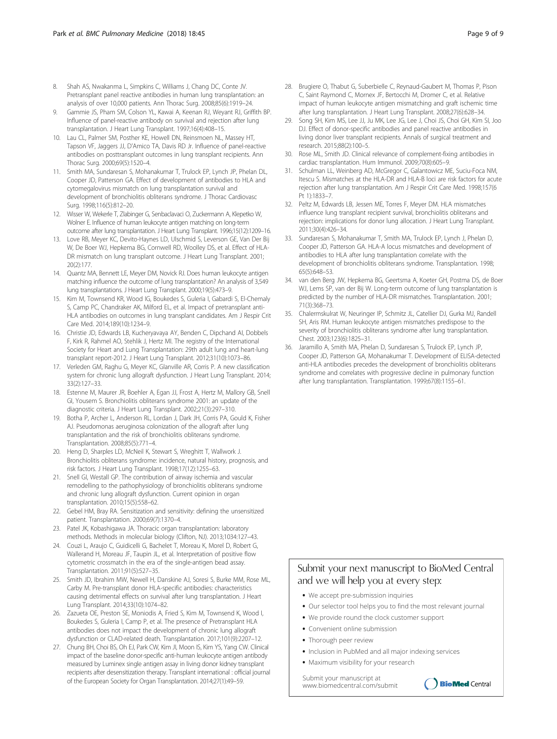8. Shah AS, Nwakanma L, Simpkins C, Williams J, Chang DC, Conte JV. Pretransplant panel reactive antibodies in human lung transplantation: an analysis of over 10,000 patients. Ann Thorac Surg. 2008;85(6):1919–24.
9. Gammie JS, Pham SM, Colson YL, Kawai A, Keenan RJ, Weyant RJ, Griffith BP. Influence of panel-reactive antibody on survival and rejection after lung transplantation. J Heart Lung Transplant. 1997;16(4):408–15.
10. Lau CL, Palmer SM, Posther KE, Howell DN, Reinsmoen NL, Massey HT, Tapson VF, Jaggers JJ, D'Amico TA, Davis RD Jr. Influence of panel-reactive antibodies on posttransplant outcomes in lung transplant recipients. Ann Thorac Surg. 2000;69(5):1520–4.
11. Smith MA, Sundaresan S, Mohanakumar T, Trulock EP, Lynch JP, Phelan DL, Cooper JD, Patterson GA. Effect of development of antibodies to HLA and cytomegalovirus mismatch on lung transplantation survival and development of bronchiolitis obliterans syndrome. J Thorac Cardiovasc Surg. 1998;116(5):812–20.
12. Wisser W, Wekerle T, Zlabinger G, Senbaclavaci O, Zuckermann A, Klepetko W, Wolner E. Influence of human leukocyte antigen matching on long-term outcome after lung transplantation. J Heart Lung Transplant. 1996;15(12):1209–16.
13. Love RB, Meyer KC, Devito-Haynes LD, Ulschmid S, Leverson GE, Van Der Bij W, De Boer WJ, Hepkema BG, Cornwell RD, Woolley DS, et al. Effect of HLA-DR mismatch on lung transplant outcome. J Heart Lung Transplant. 2001; 20(2):177.
14. Quantz MA, Bennett LE, Meyer DM, Novick RJ. Does human leukocyte antigen matching influence the outcome of lung transplantation? An analysis of 3,549 lung transplantations. J Heart Lung Transplant. 2000;19(5):473–9.
15. Kim M, Townsend KR, Wood IG, Boukedes S, Guleria I, Gabardi S, El-Chemaly S, Camp PC, Chandraker AK, Milford EL, et al. Impact of pretransplant anti-HLA antibodies on outcomes in lung transplant candidates. Am J Respir Crit Care Med. 2014;189(10):1234–9.
16. Christie JD, Edwards LB, Kucheryavaya AY, Benden C, Dipchand AI, Dobbels F, Kirk R, Rahmel AO, Stehlik J, Hertz MI. The registry of the International Society for Heart and Lung Transplantation: 29th adult lung and heart-lung transplant report-2012. J Heart Lung Transplant. 2012;31(10):1073–86.
17. Verleden GM, Raghu G, Meyer KC, Glanville AR, Corris P. A new classification system for chronic lung allograft dysfunction. J Heart Lung Transplant. 2014; 33(2):127–33.
18. Estenne M, Maurer JR, Boehler A, Egan JJ, Frost A, Hertz M, Mallory GB, Snell GI, Yousem S. Bronchiolitis obliterans syndrome 2001: an update of the diagnostic criteria. J Heart Lung Transplant. 2002;21(3):297–310.
19. Botha P, Archer L, Anderson RL, Lordan J, Dark JH, Corris PA, Gould K, Fisher AJ. Pseudomonas aeruginosa colonization of the allograft after lung transplantation and the risk of bronchiolitis obliterans syndrome. Transplantation. 2008;85(5):771–4.
20. Heng D, Sharples LD, McNeil K, Stewart S, Wreghitt T, Wallwork J. Bronchiolitis obliterans syndrome: incidence, natural history, prognosis, and risk factors. J Heart Lung Transplant. 1998;17(12):1255–63.
21. Snell GI, Westall GP. The contribution of airway ischemia and vascular remodelling to the pathophysiology of bronchiolitis obliterans syndrome and chronic lung allograft dysfunction. Current opinion in organ transplantation. 2010;15(5):558–62.
22. Gebel HM, Bray RA. Sensitization and sensitivity: defining the unsensitized patient. Transplantation. 2000;69(7):1370–4.
23. Patel JK, Kobashigawa JA. Thoracic organ transplantation: laboratory methods. Methods in molecular biology (Clifton, NJ). 2013;1034:127–43.
24. Couzi L, Araujo C, Guidicelli G, Bachelet T, Moreau K, Morel D, Robert G, Wallerand H, Moreau JF, Taupin JL, et al. Interpretation of positive flow cytometric crossmatch in the era of the single-antigen bead assay. Transplantation. 2011;91(5):527–35.
25. Smith JD, Ibrahim MW, Newell H, Danskine AJ, Soresi S, Burke MM, Rose ML, Carby M. Pre-transplant donor HLA-specific antibodies: characteristics causing detrimental effects on survival after lung transplantation. J Heart Lung Transplant. 2014;33(10):1074–82.
26. Zazueta OE, Preston SE, Moniodis A, Fried S, Kim M, Townsend K, Wood I, Boukedes S, Guleria I, Camp P, et al. The presence of Pretransplant HLA antibodies does not impact the development of chronic lung allograft dysfunction or CLAD-related death. Transplantation. 2017;101(9):2207–12.
27. Chung BH, Choi BS, Oh EJ, Park CW, Kim JI, Moon IS, Kim YS, Yang CW. Clinical impact of the baseline donor-specific anti-human leukocyte antigen antibody measured by Luminex single antigen assay in living donor kidney transplant recipients after desensitization therapy. Transplant international : official journal of the European Society for Organ Transplantation. 2014;27(1):49–59.
28. Brugiere O, Thabut G, Suberbielle C, Reynaud-Gaubert M, Thomas P, Pison C, Saint Raymond C, Mornex JF, Bertocchi M, Dromer C, et al. Relative impact of human leukocyte antigen mismatching and graft ischemic time after lung transplantation. J Heart Lung Transplant. 2008;27(6):628–34.
29. Song SH, Kim MS, Lee JJ, Ju MK, Lee JG, Lee J, Choi JS, Choi GH, Kim SI, Joo DJ. Effect of donor-specific antibodies and panel reactive antibodies in living donor liver transplant recipients. Annals of surgical treatment and research. 2015;88(2):100–5.
30. Rose ML, Smith JD. Clinical relevance of complement-fixing antibodies in cardiac transplantation. Hum Immunol. 2009;70(8):605–9.
31. Schulman LL, Weinberg AD, McGregor C, Galantowicz ME, Suciu-Foca NM, Itescu S. Mismatches at the HLA-DR and HLA-B loci are risk factors for acute rejection after lung transplantation. Am J Respir Crit Care Med. 1998;157(6 Pt 1):1833–7.
32. Peltz M, Edwards LB, Jessen ME, Torres F, Meyer DM. HLA mismatches influence lung transplant recipient survival, bronchiolitis obliterans and rejection: implications for donor lung allocation. J Heart Lung Transplant. 2011;30(4):426–34.
33. Sundaresan S, Mohanakumar T, Smith MA, Trulock EP, Lynch J, Phelan D, Cooper JD, Patterson GA. HLA-A locus mismatches and development of antibodies to HLA after lung transplantation correlate with the development of bronchiolitis obliterans syndrome. Transplantation. 1998; 65(5):648–53.
34. van den Berg JW, Hepkema BG, Geertsma A, Koeter GH, Postma DS, de Boer WJ, Lems SP, van der Bij W. Long-term outcome of lung transplantation is predicted by the number of HLA-DR mismatches. Transplantation. 2001; 71(3):368–73.
35. Chalermskulrat W, Neuringer IP, Schmitz JL, Catellier DJ, Gurka MJ, Randell SH, Aris RM. Human leukocyte antigen mismatches predispose to the severity of bronchiolitis obliterans syndrome after lung transplantation. Chest. 2003;123(6):1825–31.
36. Jaramillo A, Smith MA, Phelan D, Sundaresan S, Trulock EP, Lynch JP, Cooper JD, Patterson GA, Mohanakumar T. Development of ELISA-detected anti-HLA antibodies precedes the development of bronchiolitis obliterans syndrome and correlates with progressive decline in pulmonary function after lung transplantation. Transplantation. 1999;67(8):1155–61.

Submit your next manuscript to BioMed Central and we will help you at every step:

- We accept pre-submission inquiries
- Our selector tool helps you to find the most relevant journal
- We provide round the clock customer support
- Convenient online submission
- Thorough peer review
- Inclusion in PubMed and all major indexing services
- Maximum visibility for your research

Submit your manuscript at www.biomedcentral.com/submit

BioMed Central